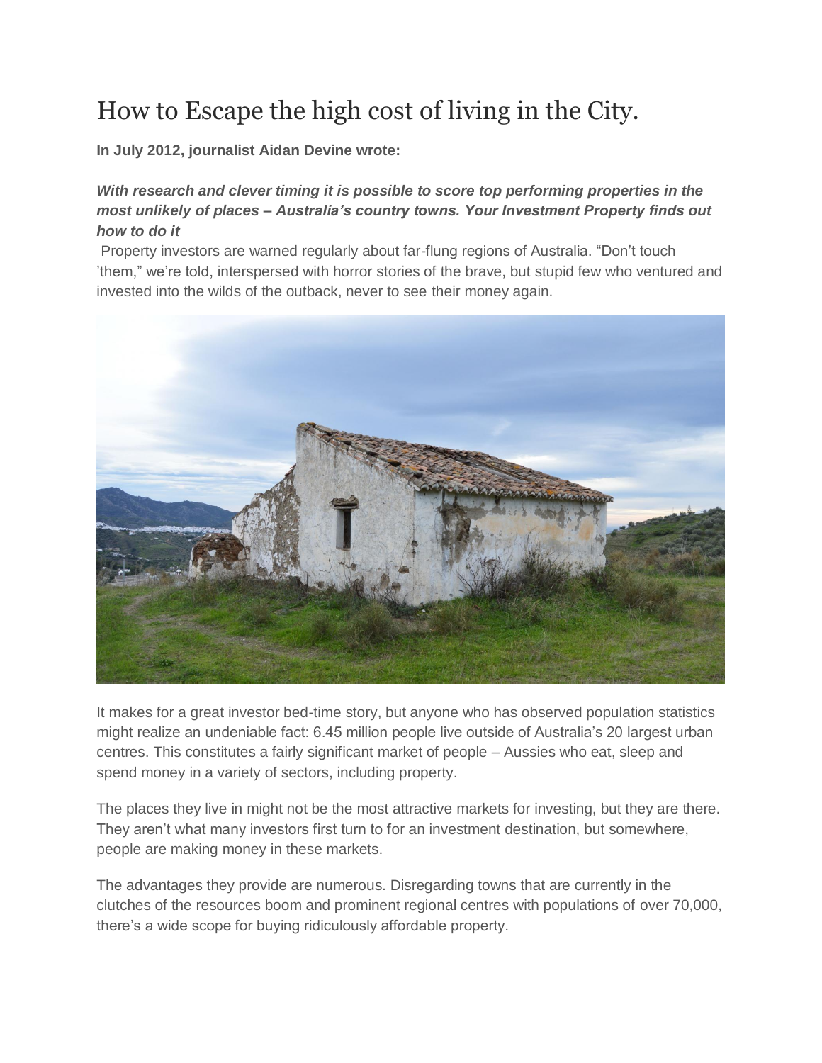# How to Escape the high cost of living in the City.

**In July 2012, journalist Aidan Devine wrote:**

***With research and clever timing it is possible to score top performing properties in the most unlikely of places – Australia's country towns. Your Investment Property finds out how to do it***

Property investors are warned regularly about far-flung regions of Australia. "Don't touch 'them," we're told, interspersed with horror stories of the brave, but stupid few who ventured and invested into the wilds of the outback, never to see their money again.

It makes for a great investor bed-time story, but anyone who has observed population statistics might realize an undeniable fact: 6.45 million people live outside of Australia's 20 largest urban centres. This constitutes a fairly significant market of people – Aussies who eat, sleep and spend money in a variety of sectors, including property.

The places they live in might not be the most attractive markets for investing, but they are there. They aren't what many investors first turn to for an investment destination, but somewhere, people are making money in these markets.

The advantages they provide are numerous. Disregarding towns that are currently in the clutches of the resources boom and prominent regional centres with populations of over 70,000, there's a wide scope for buying ridiculously affordable property.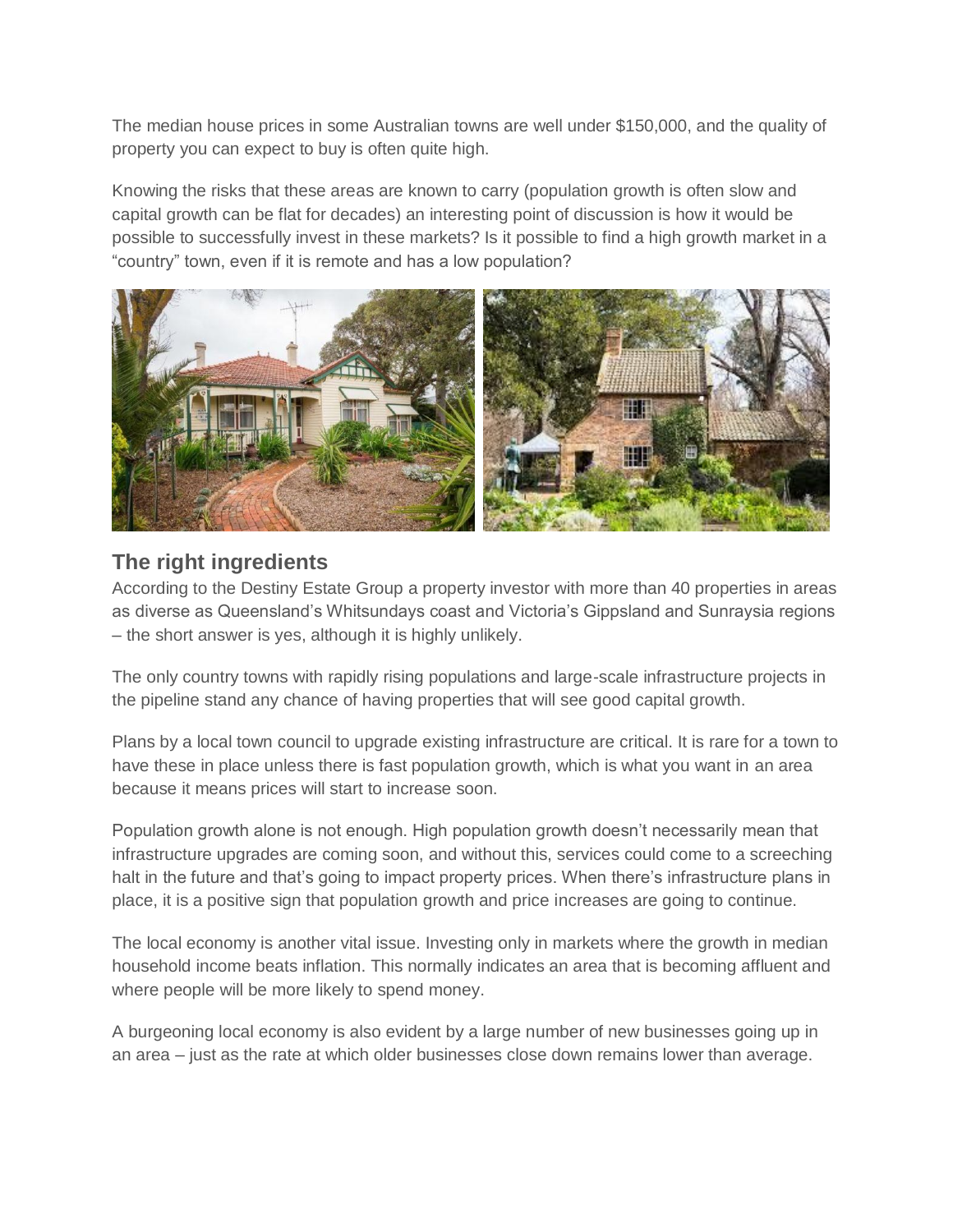The median house prices in some Australian towns are well under $150,000, and the quality of property you can expect to buy is often quite high.

Knowing the risks that these areas are known to carry (population growth is often slow and capital growth can be flat for decades) an interesting point of discussion is how it would be possible to successfully invest in these markets? Is it possible to find a high growth market in a "country" town, even if it is remote and has a low population?

## The right ingredients

According to the Destiny Estate Group a property investor with more than 40 properties in areas as diverse as Queensland's Whitsundays coast and Victoria's Gippsland and Sunraysia regions – the short answer is yes, although it is highly unlikely.

The only country towns with rapidly rising populations and large-scale infrastructure projects in the pipeline stand any chance of having properties that will see good capital growth.

Plans by a local town council to upgrade existing infrastructure are critical. It is rare for a town to have these in place unless there is fast population growth, which is what you want in an area because it means prices will start to increase soon.

Population growth alone is not enough. High population growth doesn't necessarily mean that infrastructure upgrades are coming soon, and without this, services could come to a screeching halt in the future and that's going to impact property prices. When there's infrastructure plans in place, it is a positive sign that population growth and price increases are going to continue.

The local economy is another vital issue. Investing only in markets where the growth in median household income beats inflation. This normally indicates an area that is becoming affluent and where people will be more likely to spend money.

A burgeoning local economy is also evident by a large number of new businesses going up in an area – just as the rate at which older businesses close down remains lower than average.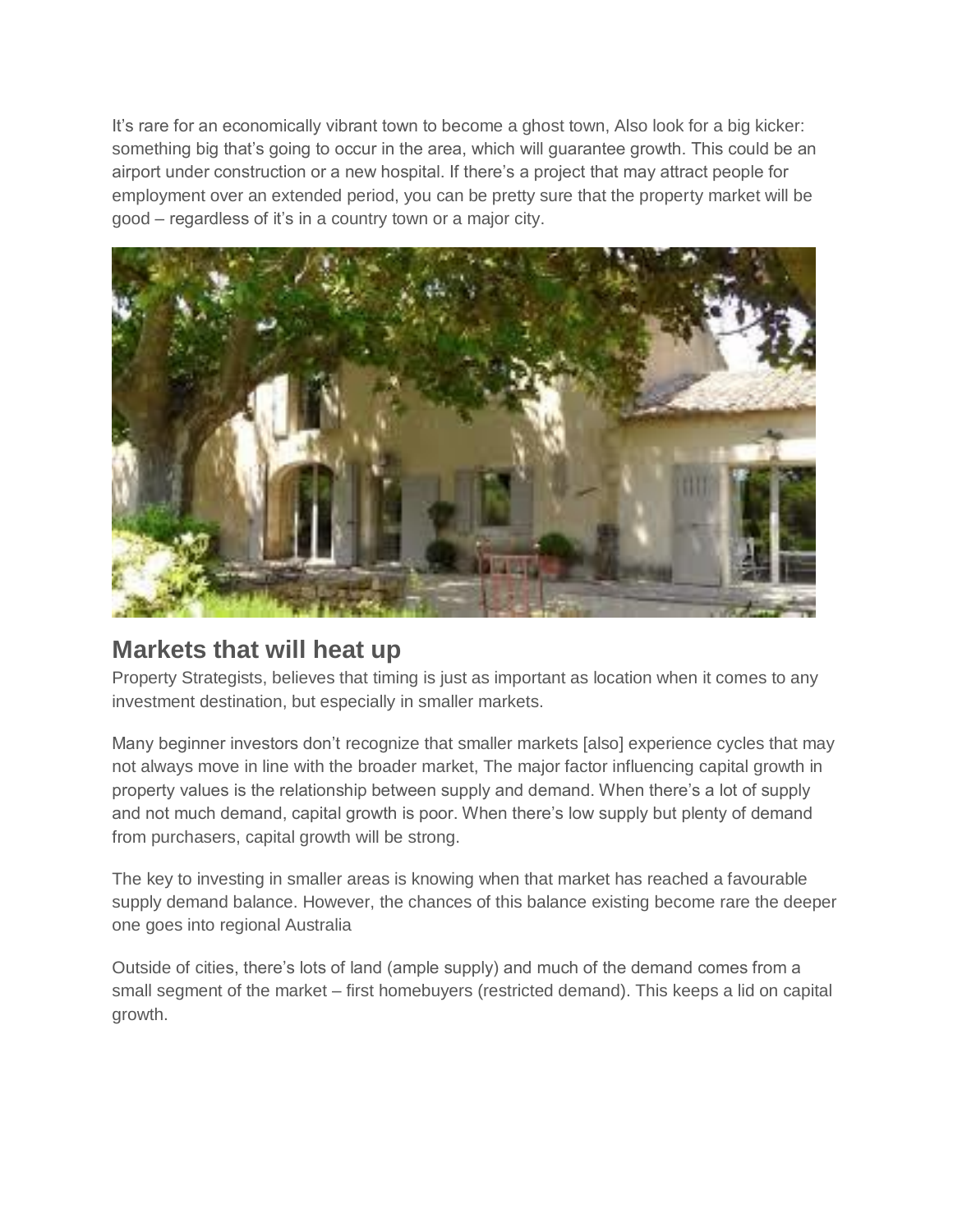It's rare for an economically vibrant town to become a ghost town, Also look for a big kicker: something big that's going to occur in the area, which will guarantee growth. This could be an airport under construction or a new hospital. If there's a project that may attract people for employment over an extended period, you can be pretty sure that the property market will be good – regardless of it's in a country town or a major city.

## Markets that will heat up

Property Strategists, believes that timing is just as important as location when it comes to any investment destination, but especially in smaller markets.

Many beginner investors don't recognize that smaller markets [also] experience cycles that may not always move in line with the broader market, The major factor influencing capital growth in property values is the relationship between supply and demand. When there's a lot of supply and not much demand, capital growth is poor. When there's low supply but plenty of demand from purchasers, capital growth will be strong.

The key to investing in smaller areas is knowing when that market has reached a favourable supply demand balance. However, the chances of this balance existing become rare the deeper one goes into regional Australia

Outside of cities, there's lots of land (ample supply) and much of the demand comes from a small segment of the market – first homebuyers (restricted demand). This keeps a lid on capital growth.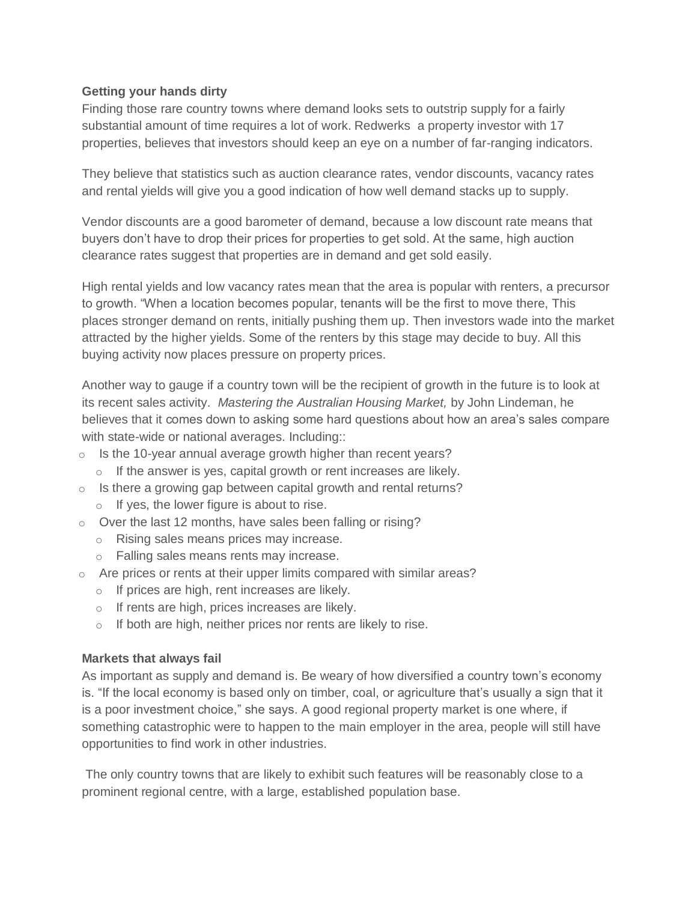**Getting your hands dirty**

Finding those rare country towns where demand looks sets to outstrip supply for a fairly substantial amount of time requires a lot of work. Redwerks a property investor with 17 properties, believes that investors should keep an eye on a number of far-ranging indicators.

They believe that statistics such as auction clearance rates, vendor discounts, vacancy rates and rental yields will give you a good indication of how well demand stacks up to supply.

Vendor discounts are a good barometer of demand, because a low discount rate means that buyers don't have to drop their prices for properties to get sold. At the same, high auction clearance rates suggest that properties are in demand and get sold easily.

High rental yields and low vacancy rates mean that the area is popular with renters, a precursor to growth. "When a location becomes popular, tenants will be the first to move there, This places stronger demand on rents, initially pushing them up. Then investors wade into the market attracted by the higher yields. Some of the renters by this stage may decide to buy. All this buying activity now places pressure on property prices.

Another way to gauge if a country town will be the recipient of growth in the future is to look at its recent sales activity. *Mastering the Australian Housing Market,* by John Lindeman, he believes that it comes down to asking some hard questions about how an area's sales compare with state-wide or national averages. Including::

- Is the 10-year annual average growth higher than recent years?
  - If the answer is yes, capital growth or rent increases are likely.
- Is there a growing gap between capital growth and rental returns?
  - If yes, the lower figure is about to rise.
- Over the last 12 months, have sales been falling or rising?
  - Rising sales means prices may increase.
  - Falling sales means rents may increase.
- Are prices or rents at their upper limits compared with similar areas?
  - If prices are high, rent increases are likely.
  - If rents are high, prices increases are likely.
  - If both are high, neither prices nor rents are likely to rise.

**Markets that always fail**

As important as supply and demand is. Be weary of how diversified a country town's economy is. "If the local economy is based only on timber, coal, or agriculture that's usually a sign that it is a poor investment choice," she says. A good regional property market is one where, if something catastrophic were to happen to the main employer in the area, people will still have opportunities to find work in other industries.

The only country towns that are likely to exhibit such features will be reasonably close to a prominent regional centre, with a large, established population base.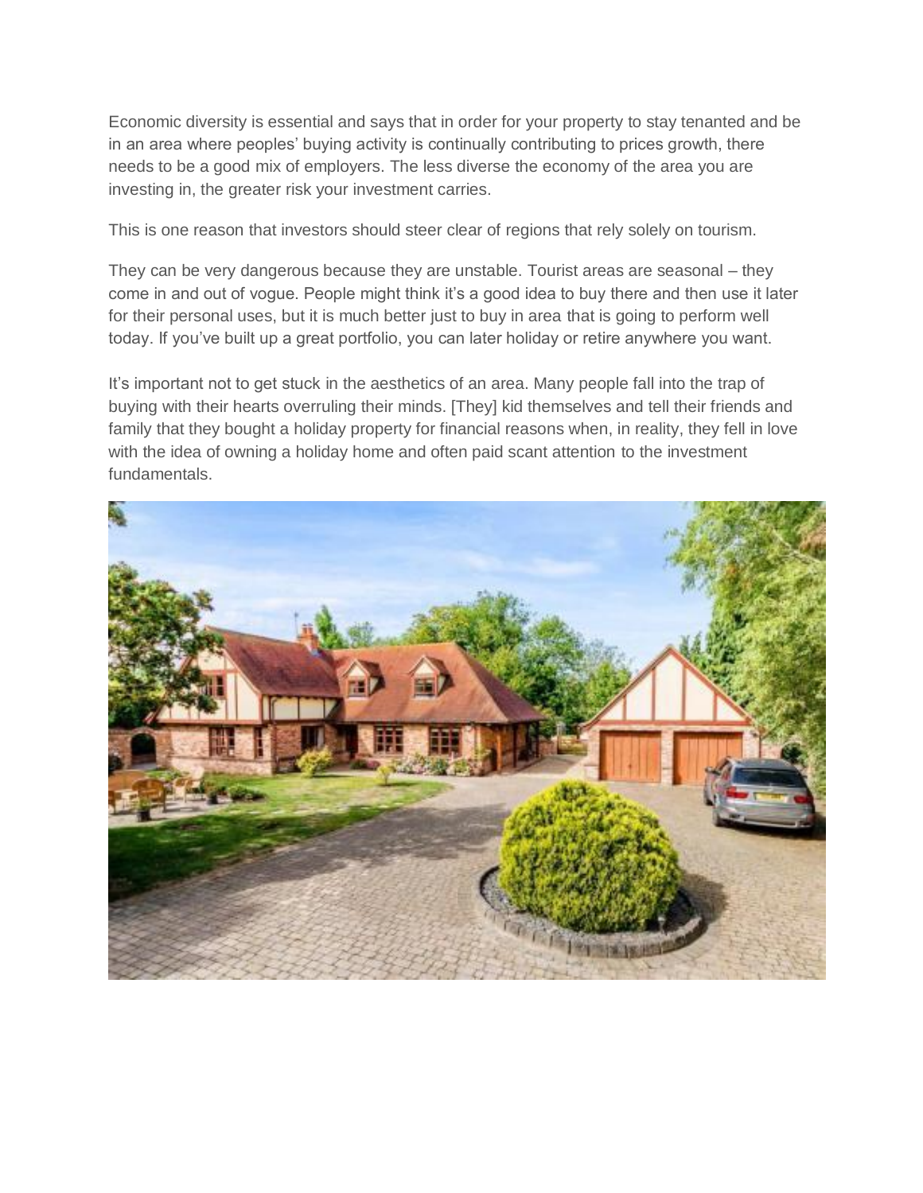Economic diversity is essential and says that in order for your property to stay tenanted and be in an area where peoples' buying activity is continually contributing to prices growth, there needs to be a good mix of employers. The less diverse the economy of the area you are investing in, the greater risk your investment carries.

This is one reason that investors should steer clear of regions that rely solely on tourism.

They can be very dangerous because they are unstable. Tourist areas are seasonal – they come in and out of vogue. People might think it's a good idea to buy there and then use it later for their personal uses, but it is much better just to buy in area that is going to perform well today. If you've built up a great portfolio, you can later holiday or retire anywhere you want.

It's important not to get stuck in the aesthetics of an area. Many people fall into the trap of buying with their hearts overruling their minds. [They] kid themselves and tell their friends and family that they bought a holiday property for financial reasons when, in reality, they fell in love with the idea of owning a holiday home and often paid scant attention to the investment fundamentals.